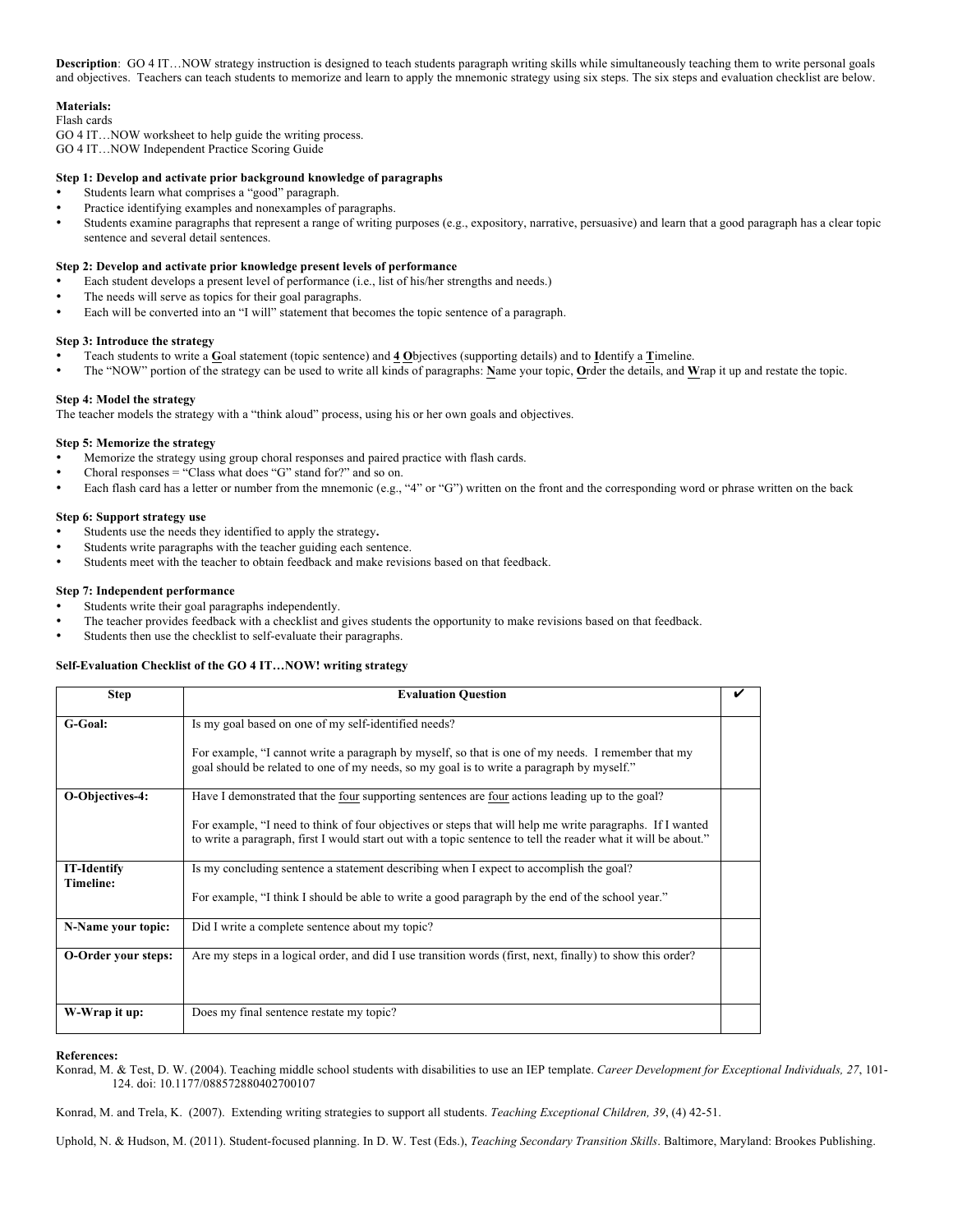**Description**: GO 4 IT…NOW strategy instruction is designed to teach students paragraph writing skills while simultaneously teaching them to write personal goals and objectives. Teachers can teach students to memorize and learn to apply the mnemonic strategy using six steps. The six steps and evaluation checklist are below.

**Materials:**
Flash cards
GO 4 IT…NOW worksheet to help guide the writing process.
GO 4 IT…NOW Independent Practice Scoring Guide

**Step 1: Develop and activate prior background knowledge of paragraphs**

- Students learn what comprises a "good" paragraph.
- Practice identifying examples and nonexamples of paragraphs.
- Students examine paragraphs that represent a range of writing purposes (e.g., expository, narrative, persuasive) and learn that a good paragraph has a clear topic sentence and several detail sentences.

**Step 2: Develop and activate prior knowledge present levels of performance**

- Each student develops a present level of performance (i.e., list of his/her strengths and needs.)
- The needs will serve as topics for their goal paragraphs.
- Each will be converted into an "I will" statement that becomes the topic sentence of a paragraph.

**Step 3: Introduce the strategy**

- Teach students to write a **G**oal statement (topic sentence) and **4** **O**bjectives (supporting details) and to **I**dentify a **T**imeline.
- The "NOW" portion of the strategy can be used to write all kinds of paragraphs: **N**ame your topic, **O**rder the details, and **W**rap it up and restate the topic.

**Step 4: Model the strategy**
The teacher models the strategy with a "think aloud" process, using his or her own goals and objectives.

**Step 5: Memorize the strategy**

- Memorize the strategy using group choral responses and paired practice with flash cards.
- Choral responses = "Class what does "G" stand for?" and so on.
- Each flash card has a letter or number from the mnemonic (e.g., "4" or "G") written on the front and the corresponding word or phrase written on the back

**Step 6: Support strategy use**

- Students use the needs they identified to apply the strategy**.**
- Students write paragraphs with the teacher guiding each sentence.
- Students meet with the teacher to obtain feedback and make revisions based on that feedback.

**Step 7: Independent performance**

- Students write their goal paragraphs independently.
- The teacher provides feedback with a checklist and gives students the opportunity to make revisions based on that feedback.
- Students then use the checklist to self-evaluate their paragraphs.

**Self-Evaluation Checklist of the GO 4 IT…NOW! writing strategy**

| Step | Evaluation Question | ✔ |
|---|---|---|
| **G-Goal:** | Is my goal based on one of my self-identified needs?<br><br>For example, "I cannot write a paragraph by myself, so that is one of my needs. I remember that my goal should be related to one of my needs, so my goal is to write a paragraph by myself." | |
| **O-Objectives-4:** | Have I demonstrated that the four supporting sentences are four actions leading up to the goal?<br><br>For example, "I need to think of four objectives or steps that will help me write paragraphs. If I wanted to write a paragraph, first I would start out with a topic sentence to tell the reader what it will be about." | |
| **IT-Identify Timeline:** | Is my concluding sentence a statement describing when I expect to accomplish the goal?<br><br>For example, "I think I should be able to write a good paragraph by the end of the school year." | |
| **N-Name your topic:** | Did I write a complete sentence about my topic? | |
| **O-Order your steps:** | Are my steps in a logical order, and did I use transition words (first, next, finally) to show this order? | |
| **W-Wrap it up:** | Does my final sentence restate my topic? | |

**References:**

Konrad, M. & Test, D. W. (2004). Teaching middle school students with disabilities to use an IEP template. *Career Development for Exceptional Individuals, 27*, 101-124. doi: 10.1177/088572880402700107

Konrad, M. and Trela, K. (2007). Extending writing strategies to support all students. *Teaching Exceptional Children, 39*, (4) 42-51.

Uphold, N. & Hudson, M. (2011). Student-focused planning. In D. W. Test (Eds.), *Teaching Secondary Transition Skills*. Baltimore, Maryland: Brookes Publishing.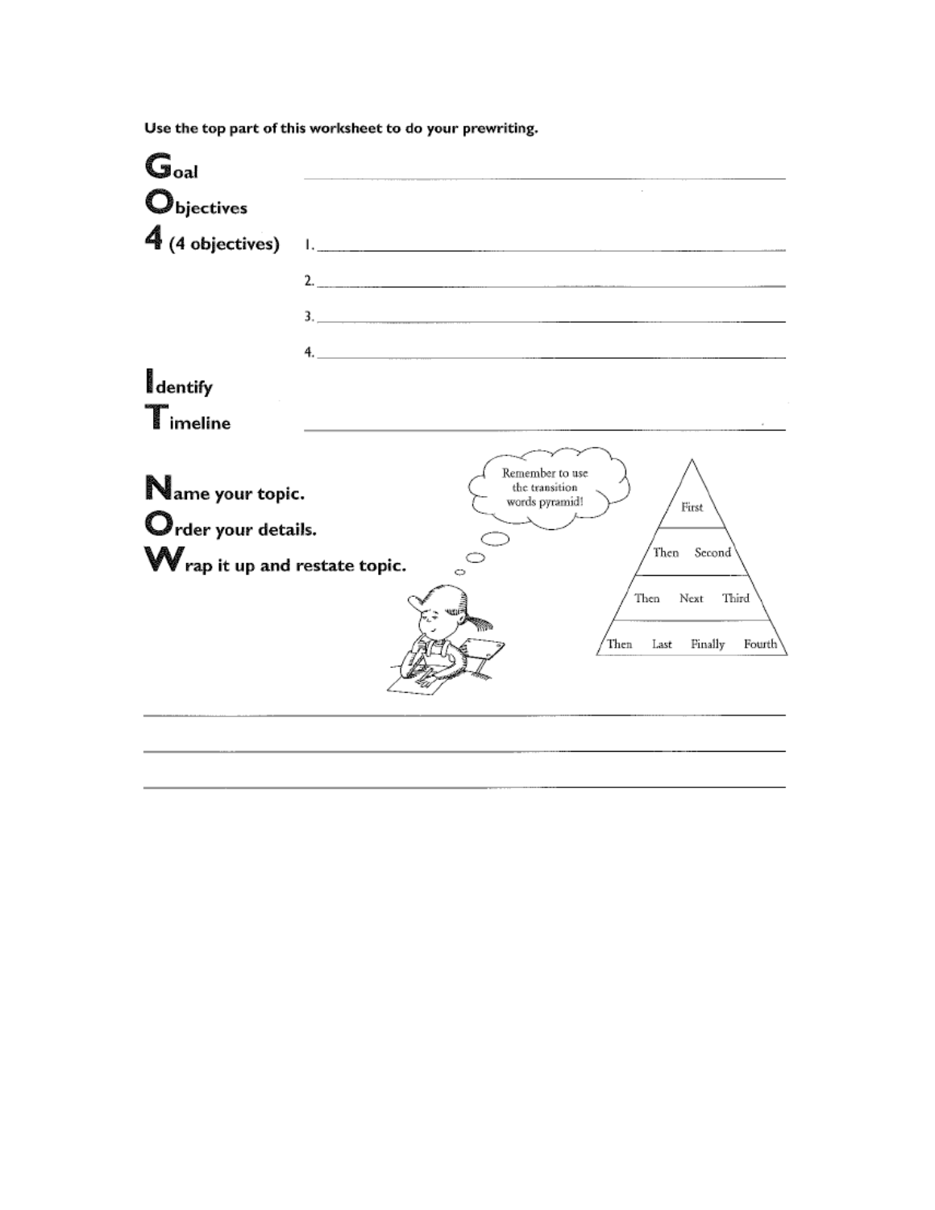Use the top part of this worksheet to do your prewriting.

**G**oal ______________________________

**O**bjectives

**4** (4 objectives)

1. ______________________________
2. ______________________________
3. ______________________________
4. ______________________________

**I**dentify

**T**imeline ______________________________

**N**ame your topic.

**O**rder your details.

**W**rap it up and restate topic.

Remember to use the transition words pyramid!

| | | | |
|---|---|---|---|
| First | | | |
| Then | Second | | |
| Then | Next | Third | |
| Then | Last | Finally | Fourth |

______________________________

______________________________

______________________________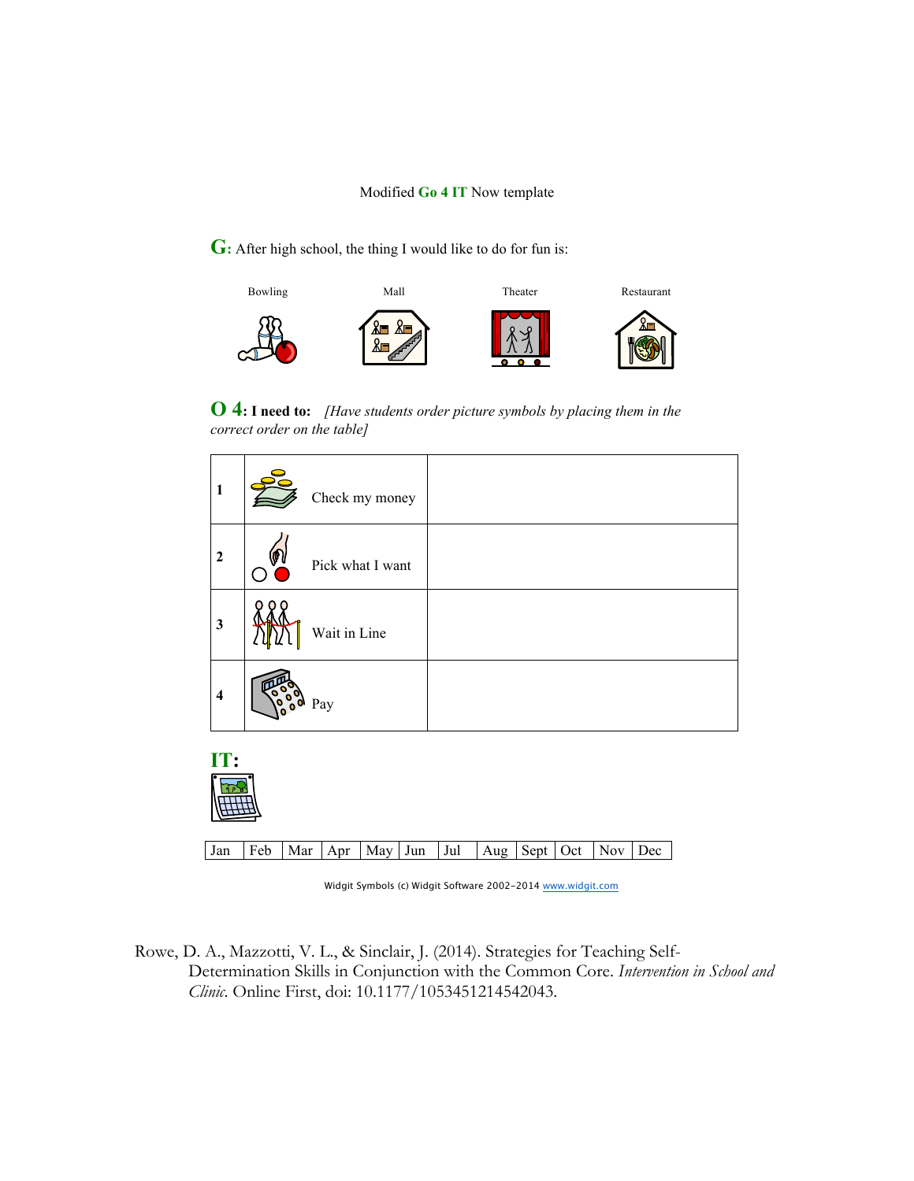Modified **Go 4 IT** Now template

**G**: After high school, the thing I would like to do for fun is:

Bowling    Mall    Theater    Restaurant

**O 4: I need to:** *[Have students order picture symbols by placing them in the correct order on the table]*

| | | |
|---|---|---|
| 1 | Check my money | |
| 2 | Pick what I want | |
| 3 | Wait in Line | |
| 4 | Pay | |

**IT:**

| Jan | Feb | Mar | Apr | May | Jun | Jul | Aug | Sept | Oct | Nov | Dec |
|---|---|---|---|---|---|---|---|---|---|---|---|

Widgit Symbols (c) Widgit Software 2002-2014 www.widgit.com

Rowe, D. A., Mazzotti, V. L., & Sinclair, J. (2014). Strategies for Teaching Self-Determination Skills in Conjunction with the Common Core. *Intervention in School and Clinic.* Online First, doi: 10.1177/1053451214542043.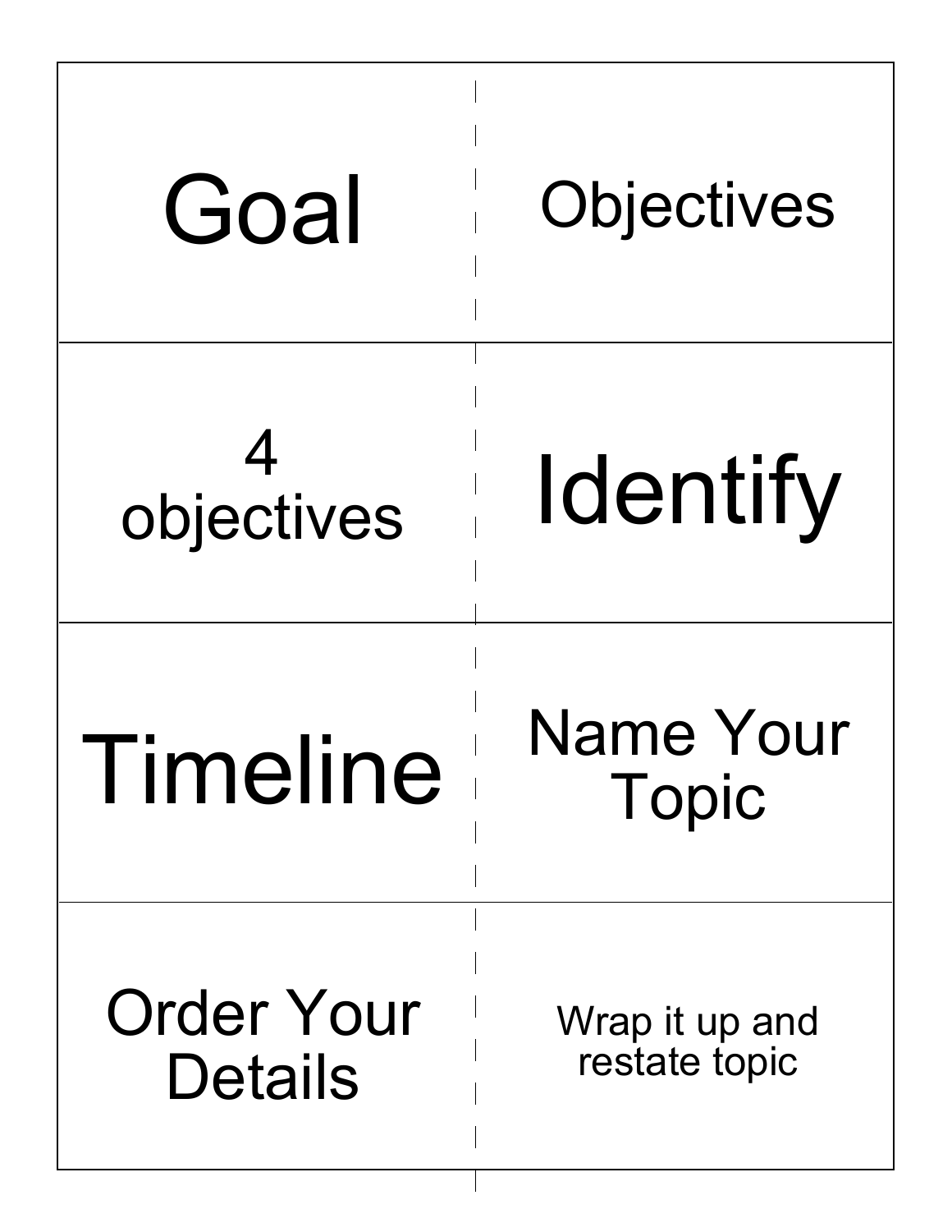| | |
|---|---|
| Goal | Objectives |
| 4 objectives | Identify |
| Timeline | Name Your Topic |
| Order Your Details | Wrap it up and restate topic |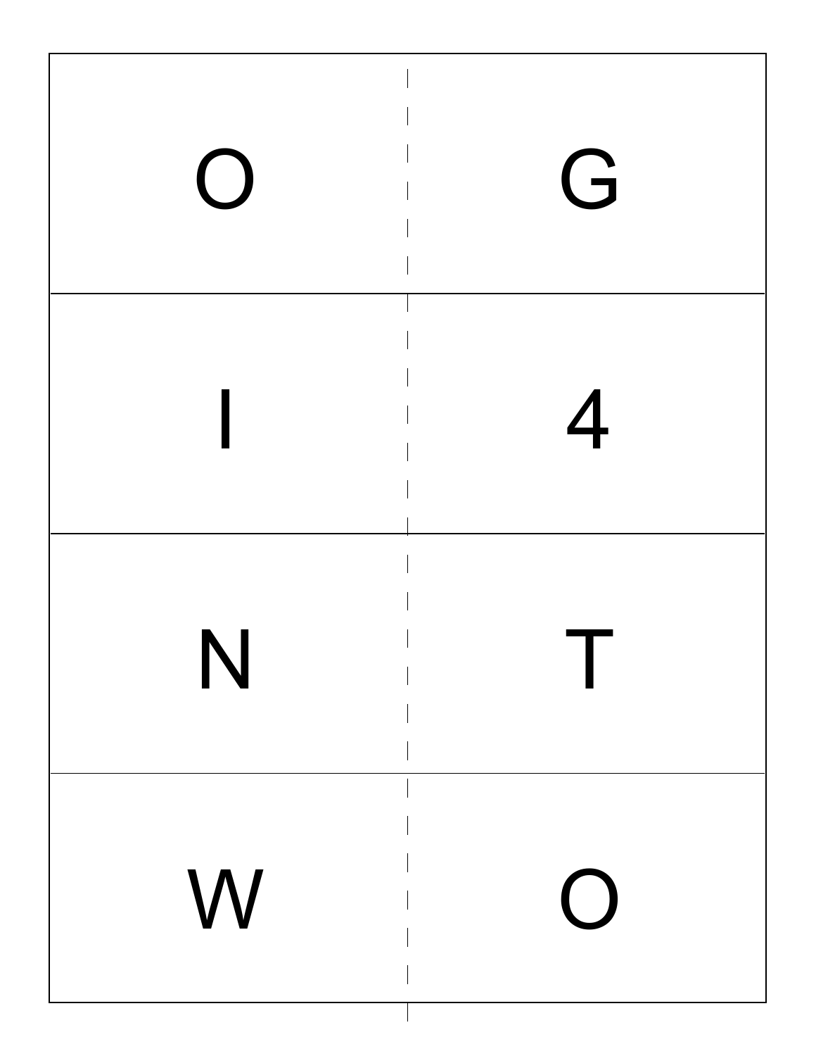| | |
|---|---|
| O | G |
| I | 4 |
| N | T |
| W | O |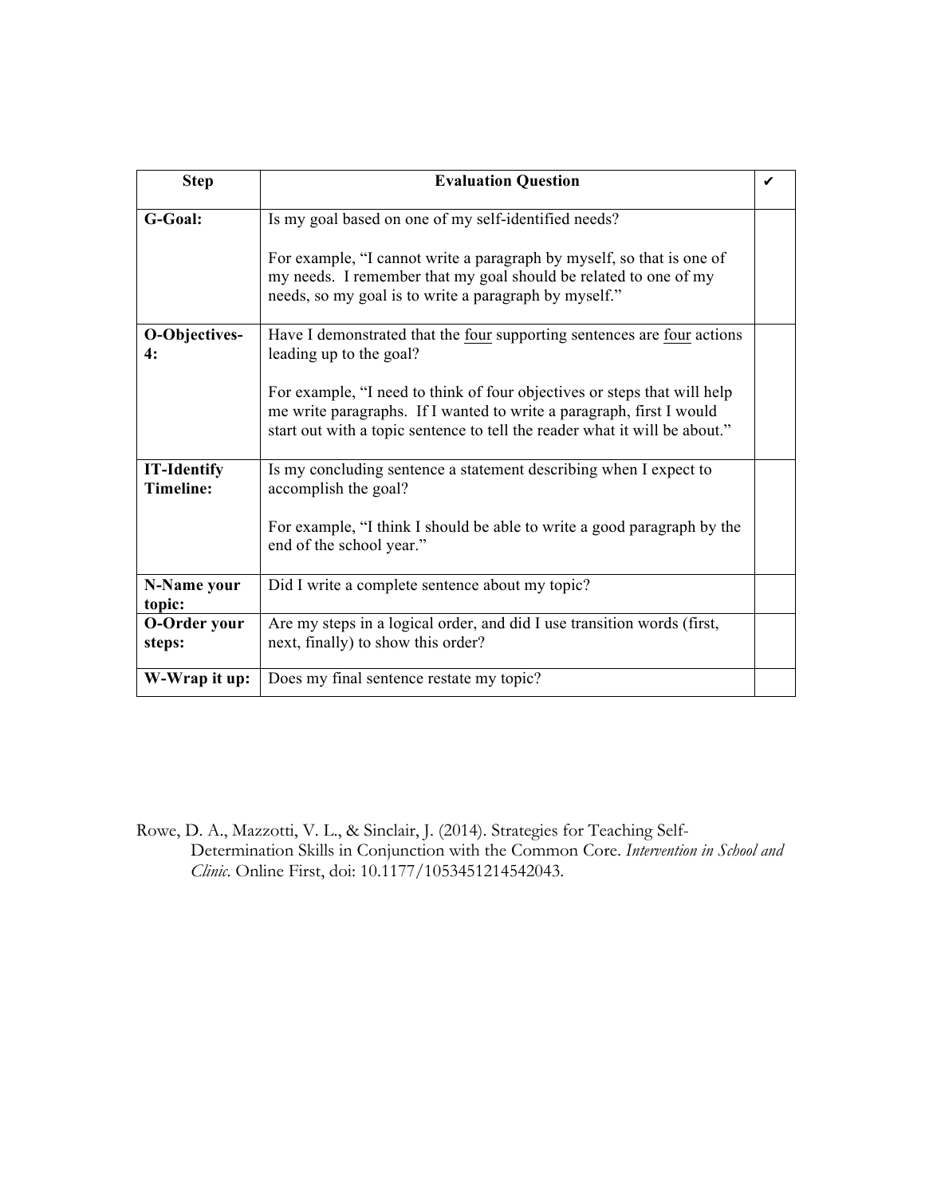| Step | Evaluation Question | ✔ |
|---|---|---|
| **G-Goal:** | Is my goal based on one of my self-identified needs?<br><br>For example, "I cannot write a paragraph by myself, so that is one of my needs. I remember that my goal should be related to one of my needs, so my goal is to write a paragraph by myself." | |
| **O-Objectives-4:** | Have I demonstrated that the <u>four</u> supporting sentences are <u>four</u> actions leading up to the goal?<br><br>For example, "I need to think of four objectives or steps that will help me write paragraphs. If I wanted to write a paragraph, first I would start out with a topic sentence to tell the reader what it will be about." | |
| **IT-Identify Timeline:** | Is my concluding sentence a statement describing when I expect to accomplish the goal?<br><br>For example, "I think I should be able to write a good paragraph by the end of the school year." | |
| **N-Name your topic:** | Did I write a complete sentence about my topic? | |
| **O-Order your steps:** | Are my steps in a logical order, and did I use transition words (first, next, finally) to show this order? | |
| **W-Wrap it up:** | Does my final sentence restate my topic? | |

Rowe, D. A., Mazzotti, V. L., & Sinclair, J. (2014). Strategies for Teaching Self-Determination Skills in Conjunction with the Common Core. *Intervention in School and Clinic*. Online First, doi: 10.1177/1053451214542043.